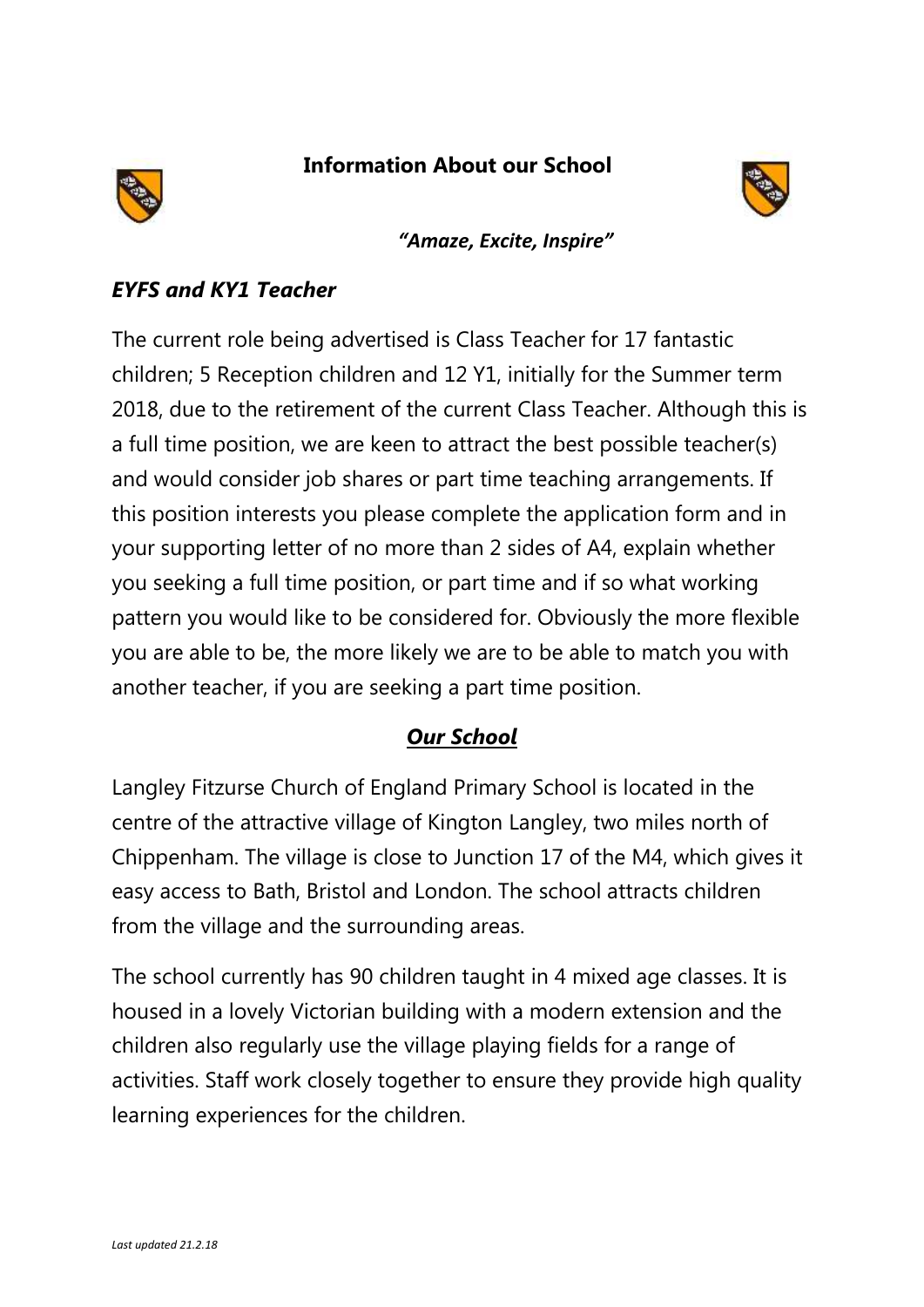**Information About our School**

***"Amaze, Excite, Inspire"***

### *EYFS and KY1 Teacher*

The current role being advertised is Class Teacher for 17 fantastic children; 5 Reception children and 12 Y1, initially for the Summer term 2018, due to the retirement of the current Class Teacher. Although this is a full time position, we are keen to attract the best possible teacher(s) and would consider job shares or part time teaching arrangements. If this position interests you please complete the application form and in your supporting letter of no more than 2 sides of A4, explain whether you seeking a full time position, or part time and if so what working pattern you would like to be considered for. Obviously the more flexible you are able to be, the more likely we are to be able to match you with another teacher, if you are seeking a part time position.

## ***Our School***

Langley Fitzurse Church of England Primary School is located in the centre of the attractive village of Kington Langley, two miles north of Chippenham. The village is close to Junction 17 of the M4, which gives it easy access to Bath, Bristol and London. The school attracts children from the village and the surrounding areas.

The school currently has 90 children taught in 4 mixed age classes. It is housed in a lovely Victorian building with a modern extension and the children also regularly use the village playing fields for a range of activities. Staff work closely together to ensure they provide high quality learning experiences for the children.

*Last updated 21.2.18*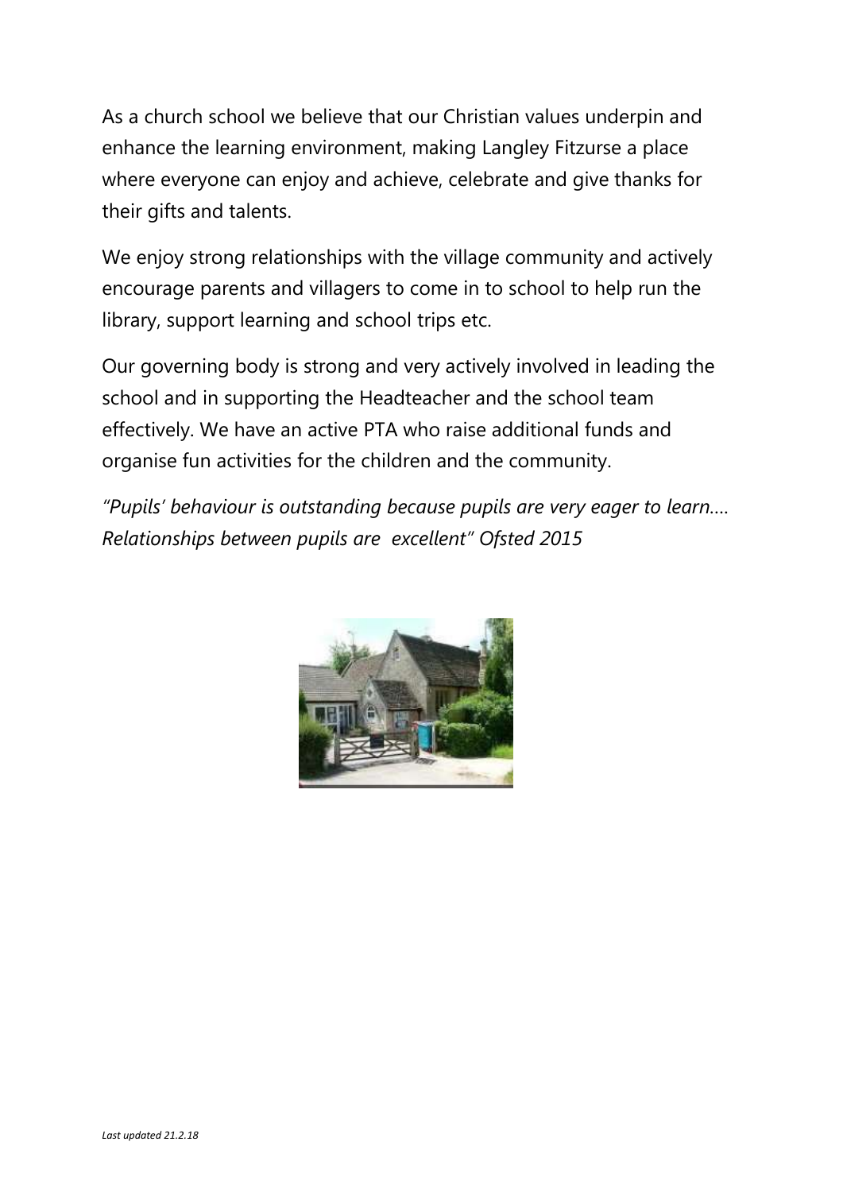As a church school we believe that our Christian values underpin and enhance the learning environment, making Langley Fitzurse a place where everyone can enjoy and achieve, celebrate and give thanks for their gifts and talents.

We enjoy strong relationships with the village community and actively encourage parents and villagers to come in to school to help run the library, support learning and school trips etc.

Our governing body is strong and very actively involved in leading the school and in supporting the Headteacher and the school team effectively. We have an active PTA who raise additional funds and organise fun activities for the children and the community.

*"Pupils' behaviour is outstanding because pupils are very eager to learn.... Relationships between pupils are  excellent" Ofsted 2015*

*Last updated 21.2.18*